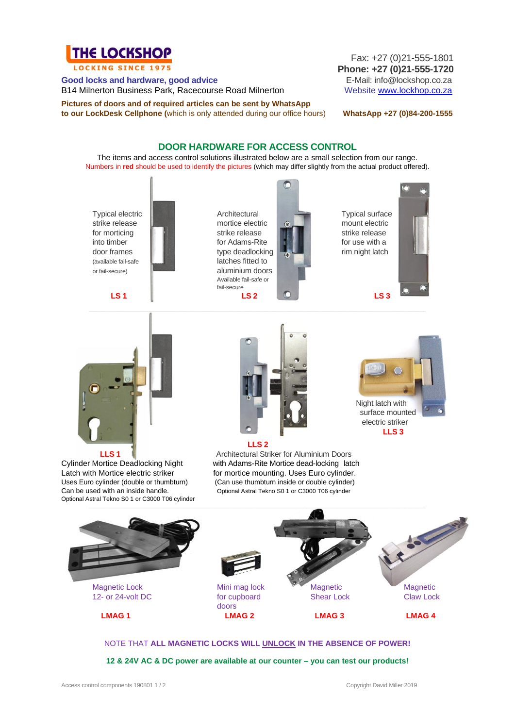# THE LOCKSHOP

LOCKING SINCE 1975

**Good locks and hardware, good advice**
B14 Milnerton Business Park, Racecourse Road Milnerton

Fax: +27 (0)21-555-1801
**Phone: +27 (0)21-555-1720**
E-Mail: info@lockshop.co.za
Website www.lockhop.co.za

**Pictures of doors and of required articles can be sent by WhatsApp to our LockDesk Cellphone (**which is only attended during our office hours)

**WhatsApp +27 (0)84-200-1555**

## DOOR HARDWARE FOR ACCESS CONTROL

The items and access control solutions illustrated below are a small selection from our range.
Numbers in **red** should be used to identify the pictures (which may differ slightly from the actual product offered).

Typical electric strike release for morticing into timber door frames (available fail-safe or fail-secure)

**LS 1**

Architectural mortice electric strike release for Adams-Rite type deadlocking latches fitted to aluminium doors Available fail-safe or fail-secure

**LS 2**

Typical surface mount electric strike release for use with a rim night latch

**LS 3**

**LLS 1**

Cylinder Mortice Deadlocking Night Latch with Mortice electric striker
Uses Euro cylinder (double or thumbturn)
Can be used with an inside handle.
Optional Astral Tekno S0 1 or C3000 T06 cylinder

**LLS 2**

Architectural Striker for Aluminium Doors with Adams-Rite Mortice dead-locking latch for mortice mounting. Uses Euro cylinder.
(Can use thumbturn inside or double cylinder)
Optional Astral Tekno S0 1 or C3000 T06 cylinder

Night latch with surface mounted electric striker

**LLS 3**

Magnetic Lock 12- or 24-volt DC

**LMAG 1**

Mini mag lock for cupboard doors

**LMAG 2**

Magnetic Shear Lock

**LMAG 3**

Magnetic Claw Lock

**LMAG 4**

NOTE THAT **ALL MAGNETIC LOCKS WILL UNLOCK IN THE ABSENCE OF POWER!**

**12 & 24V AC & DC power are available at our counter – you can test our products!**

Access control components 190801 1 / 2

Copyright David Miller 2019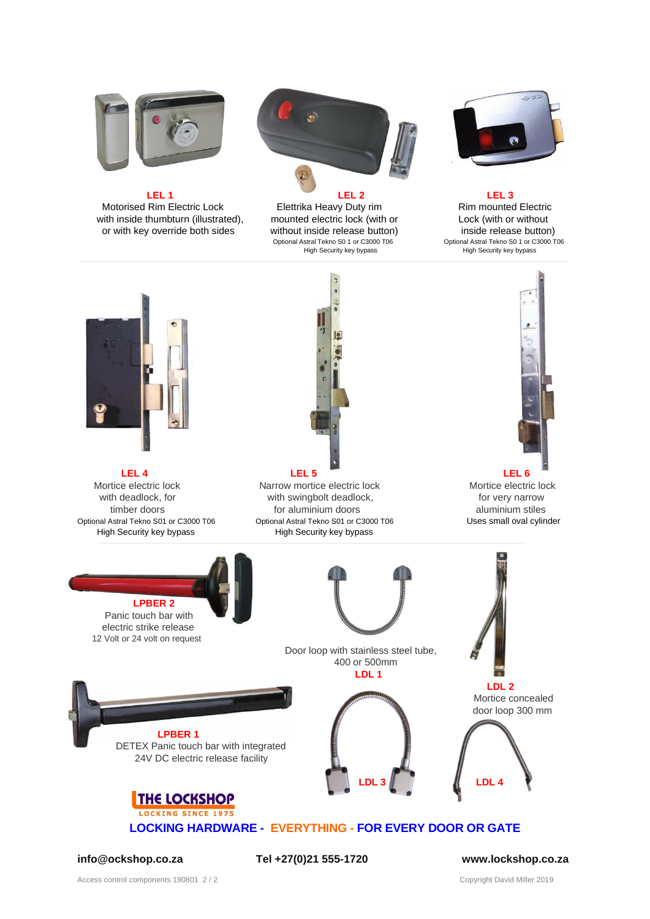**LEL 1**
Motorised Rim Electric Lock with inside thumbturn (illustrated), or with key override both sides

**LEL 2**
Elettrika Heavy Duty rim mounted electric lock (with or without inside release button)
Optional Astral Tekno S0 1 or C3000 T06
High Security key bypass

**LEL 3**
Rim mounted Electric Lock (with or without inside release button)
Optional Astral Tekno S0 1 or C3000 T06
High Security key bypass

**LEL 4**
Mortice electric lock with deadlock, for timber doors
Optional Astral Tekno S01 or C3000 T06
High Security key bypass

**LEL 5**
Narrow mortice electric lock with swingbolt deadlock, for aluminium doors
Optional Astral Tekno S01 or C3000 T06
High Security key bypass

**LEL 6**
Mortice electric lock for very narrow aluminium stiles
Uses small oval cylinder

**LPBER 2**
Panic touch bar with electric strike release
12 Volt or 24 volt on request

Door loop with stainless steel tube, 400 or 500mm
**LDL 1**

**LDL 2**
Mortice concealed door loop 300 mm

**LPBER 1**
DETEX Panic touch bar with integrated 24V DC electric release facility

**LDL 3**

**LDL 4**

**THE LOCKSHOP**
LOCKING SINCE 1975

**LOCKING HARDWARE - EVERYTHING - FOR EVERY DOOR OR GATE**

**info@ockshop.co.za** | **Tel +27(0)21 555-1720** | **www.lockshop.co.za**

Access control components 190801

Copyright David Miller 2019